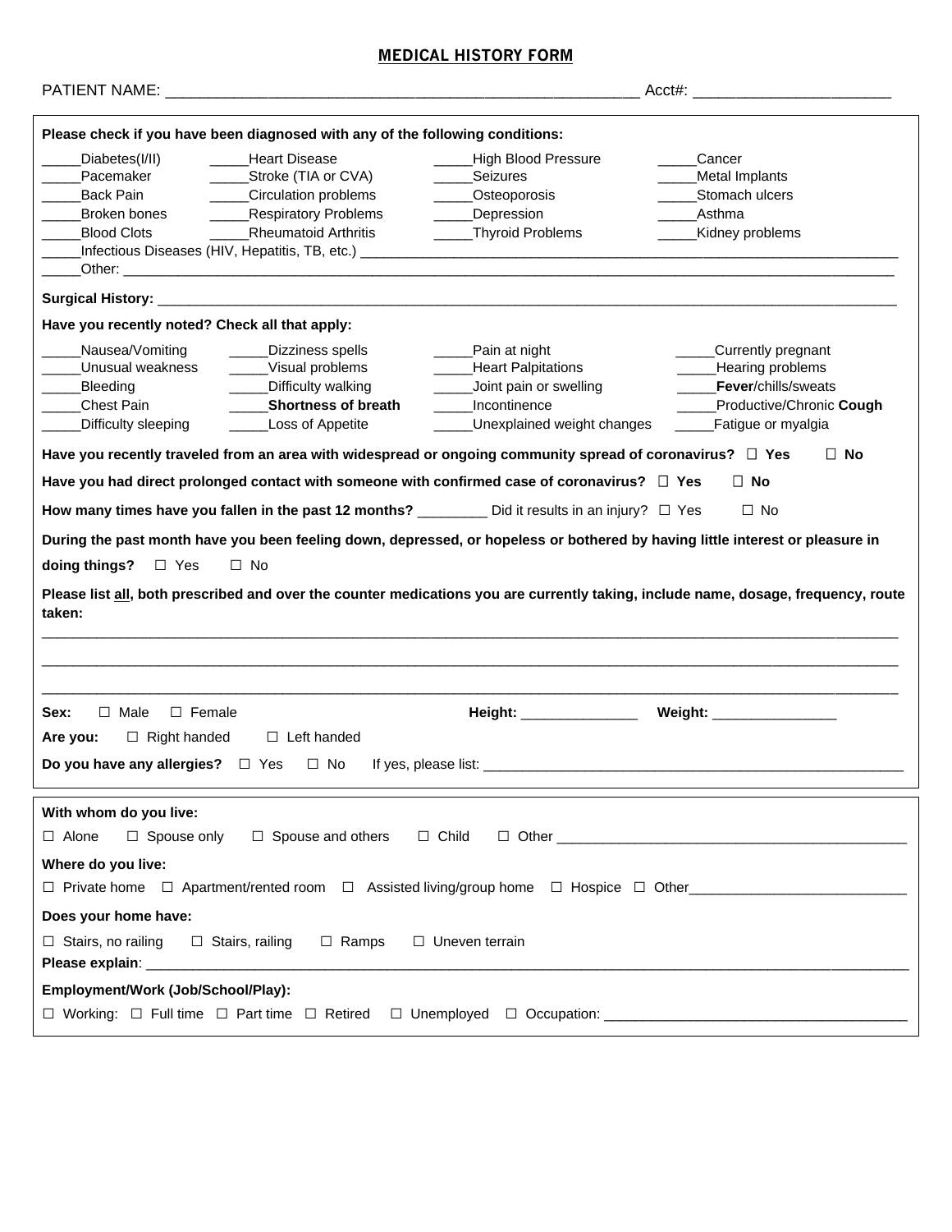# MEDICAL HISTORY FORM

PATIENT NAME: _______________________________________________________ Acct#: ______________________

**Please check if you have been diagnosed with any of the following conditions:**

| | | | |
|---|---|---|---|
| _____Diabetes(I/II) | _____Heart Disease | _____High Blood Pressure | _____Cancer |
| _____Pacemaker | _____Stroke (TIA or CVA) | _____Seizures | _____Metal Implants |
| _____Back Pain | _____Circulation problems | _____Osteoporosis | _____Stomach ulcers |
| _____Broken bones | _____Respiratory Problems | _____Depression | _____Asthma |
| _____Blood Clots | _____Rheumatoid Arthritis | _____Thyroid Problems | _____Kidney problems |

_____Infectious Diseases (HIV, Hepatitis, TB, etc.) ______________________________________________________________________

_____Other: ____________________________________________________________________________________________________

**Surgical History:** ______________________________________________________________________________________________

**Have you recently noted? Check all that apply:**

| | | | |
|---|---|---|---|
| _____Nausea/Vomiting | _____Dizziness spells | _____Pain at night | _____Currently pregnant |
| _____Unusual weakness | _____Visual problems | _____Heart Palpitations | _____Hearing problems |
| _____Bleeding | _____Difficulty walking | _____Joint pain or swelling | _____**Fever**/chills/sweats |
| _____Chest Pain | _____**Shortness of breath** | _____Incontinence | _____Productive/Chronic **Cough** |
| _____Difficulty sleeping | _____Loss of Appetite | _____Unexplained weight changes | _____Fatigue or myalgia |

**Have you recently traveled from an area with widespread or ongoing community spread of coronavirus?** ☐ **Yes** ☐ **No**

**Have you had direct prolonged contact with someone with confirmed case of coronavirus?** ☐ **Yes** ☐ **No**

**How many times have you fallen in the past 12 months?** _________ Did it results in an injury? ☐ Yes ☐ No

**During the past month have you been feeling down, depressed, or hopeless or bothered by having little interest or pleasure in doing things?** ☐ Yes ☐ No

**Please list <u>all</u>, both prescribed and over the counter medications you are currently taking, include name, dosage, frequency, route taken:**

____________________________________________________________________________________________________________

____________________________________________________________________________________________________________

____________________________________________________________________________________________________________

**Sex:** ☐ Male ☐ Female **Height:** _______________ **Weight:** ________________

**Are you:** ☐ Right handed ☐ Left handed

**Do you have any allergies?** ☐ Yes ☐ No If yes, please list: ______________________________________________________

**With whom do you live:**

☐ Alone ☐ Spouse only ☐ Spouse and others ☐ Child ☐ Other _____________________________________________

**Where do you live:**

☐ Private home ☐ Apartment/rented room ☐ Assisted living/group home ☐ Hospice ☐ Other___________________________

**Does your home have:**

☐ Stairs, no railing ☐ Stairs, railing ☐ Ramps ☐ Uneven terrain

**Please explain**: ________________________________________________________________________________________________

**Employment/Work (Job/School/Play):**

☐ Working: ☐ Full time ☐ Part time ☐ Retired ☐ Unemployed ☐ Occupation: _____________________________________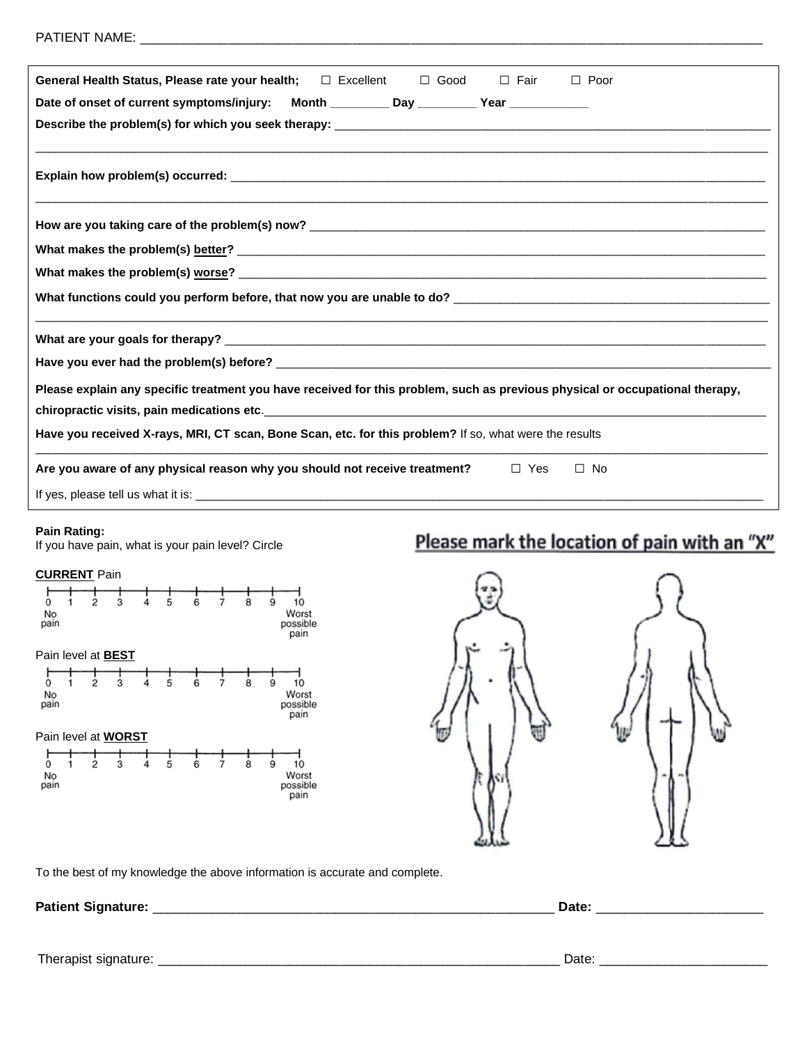PATIENT NAME: ______________________________________________________________________________

**General Health Status, Please rate your health;** ☐ Excellent ☐ Good ☐ Fair ☐ Poor

**Date of onset of current symptoms/injury: Month _________ Day _________ Year ___________**

**Describe the problem(s) for which you seek therapy:** ______________________________________________________________

______________________________________________________________________________________________

**Explain how problem(s) occurred:** ___________________________________________________________________

______________________________________________________________________________________________

**How are you taking care of the problem(s) now?** ______________________________________________________

**What makes the problem(s) better?** ____________________________________________________________

**What makes the problem(s) worse?** ____________________________________________________________

**What functions could you perform before, that now you are unable to do?** _________________________________

______________________________________________________________________________________________

**What are your goals for therapy?** _____________________________________________________________

**Have you ever had the problem(s) before?** ______________________________________________________

**Please explain any specific treatment you have received for this problem, such as previous physical or occupational therapy, chiropractic visits, pain medications etc.** ______________________________________________________________

**Have you received X-rays, MRI, CT scan, Bone Scan, etc. for this problem?** If so, what were the results

______________________________________________________________________________________________

**Are you aware of any physical reason why you should not receive treatment?** ☐ Yes ☐ No

If yes, please tell us what it is: _____________________________________________________________

**Pain Rating:**
If you have pain, what is your pain level? Circle

**CURRENT** Pain

0 1 2 3 4 5 6 7 8 9 10
No pain
Worst possible pain

Pain level at **BEST**

0 1 2 3 4 5 6 7 8 9 10
No pain
Worst possible pain

Pain level at **WORST**

0 1 2 3 4 5 6 7 8 9 10
No pain
Worst possible pain

**Please mark the location of pain with an "X"**

To the best of my knowledge the above information is accurate and complete.

**Patient Signature:** ______________________________________________ **Date:** ____________________

Therapist signature: ______________________________________________ Date: ____________________